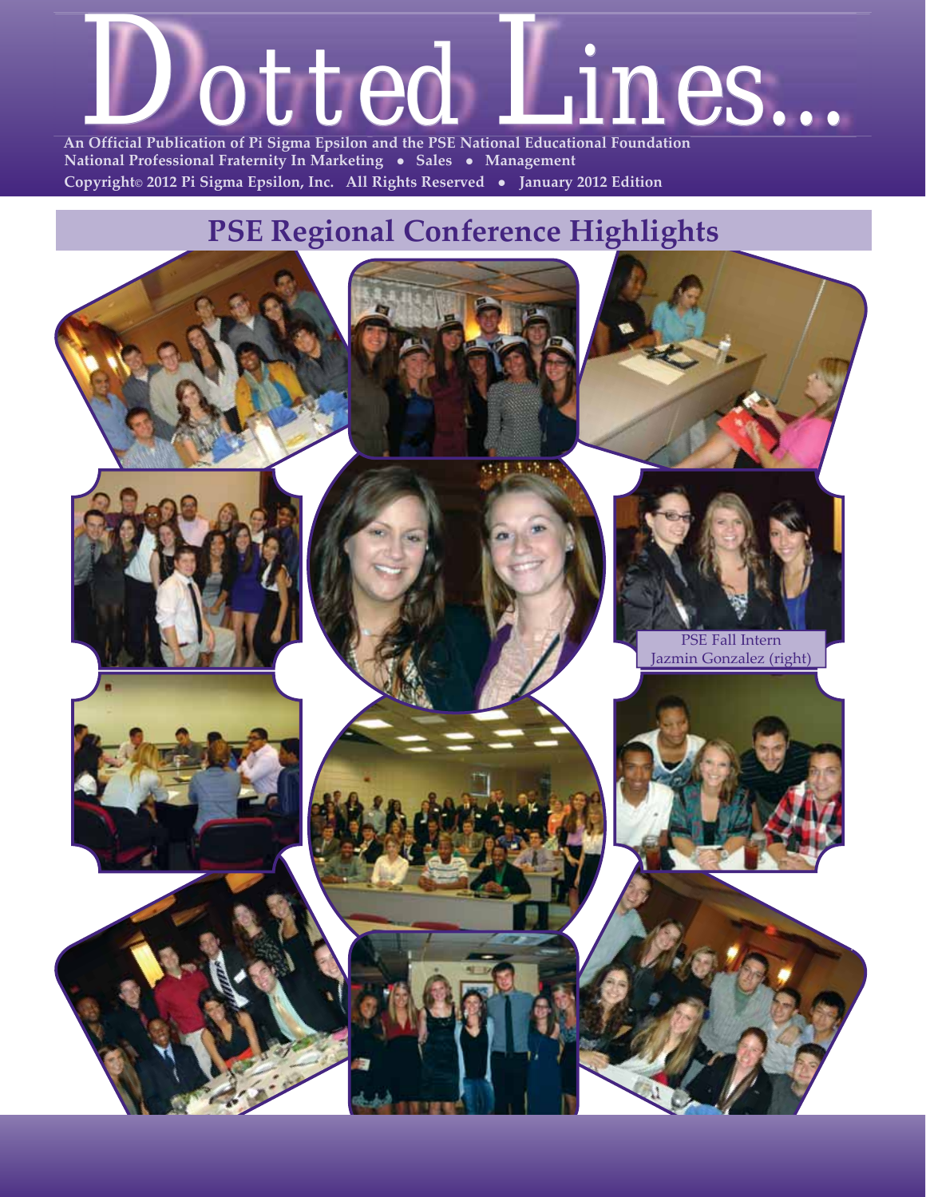# Dotted Lines...

**An Official Publication of Pi Sigma Epsilon and the PSE National Educational Foundation**
**National Professional Fraternity In Marketing • Sales • Management**
**Copyright© 2012 Pi Sigma Epsilon, Inc. All Rights Reserved • January 2012 Edition**

## PSE Regional Conference Highlights

PSE Fall Intern Jazmin Gonzalez (right)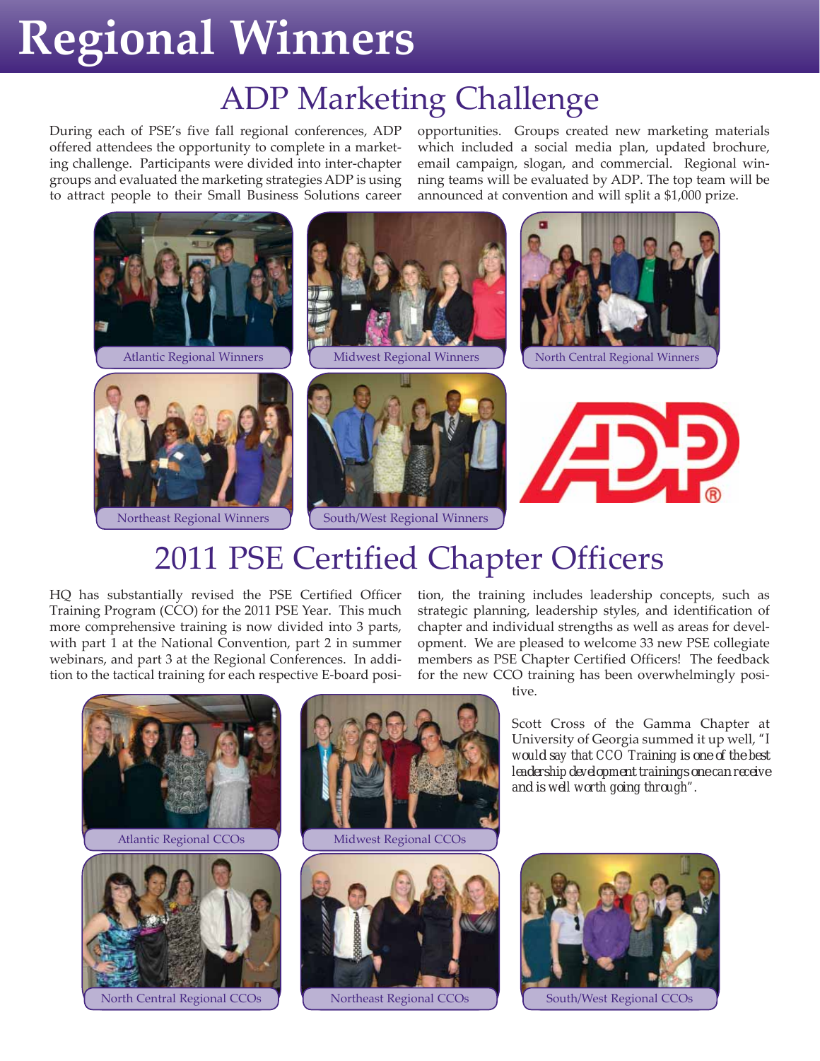# Regional Winners

## ADP Marketing Challenge

During each of PSE's five fall regional conferences, ADP offered attendees the opportunity to complete in a marketing challenge. Participants were divided into inter-chapter groups and evaluated the marketing strategies ADP is using to attract people to their Small Business Solutions career opportunities. Groups created new marketing materials which included a social media plan, updated brochure, email campaign, slogan, and commercial. Regional winning teams will be evaluated by ADP. The top team will be announced at convention and will split a $1,000 prize.

Atlantic Regional Winners

Midwest Regional Winners

North Central Regional Winners

Northeast Regional Winners

South/West Regional Winners

## 2011 PSE Certified Chapter Officers

HQ has substantially revised the PSE Certified Officer Training Program (CCO) for the 2011 PSE Year. This much more comprehensive training is now divided into 3 parts, with part 1 at the National Convention, part 2 in summer webinars, and part 3 at the Regional Conferences. In addition to the tactical training for each respective E-board position, the training includes leadership concepts, such as strategic planning, leadership styles, and identification of chapter and individual strengths as well as areas for development. We are pleased to welcome 33 new PSE collegiate members as PSE Chapter Certified Officers! The feedback for the new CCO training has been overwhelmingly positive.

Scott Cross of the Gamma Chapter at University of Georgia summed it up well, "*I would say that CCO Training is one of the best leadership development trainings one can receive and is well worth going through*".

Atlantic Regional CCOs

Midwest Regional CCOs

North Central Regional CCOs

Northeast Regional CCOs

South/West Regional CCOs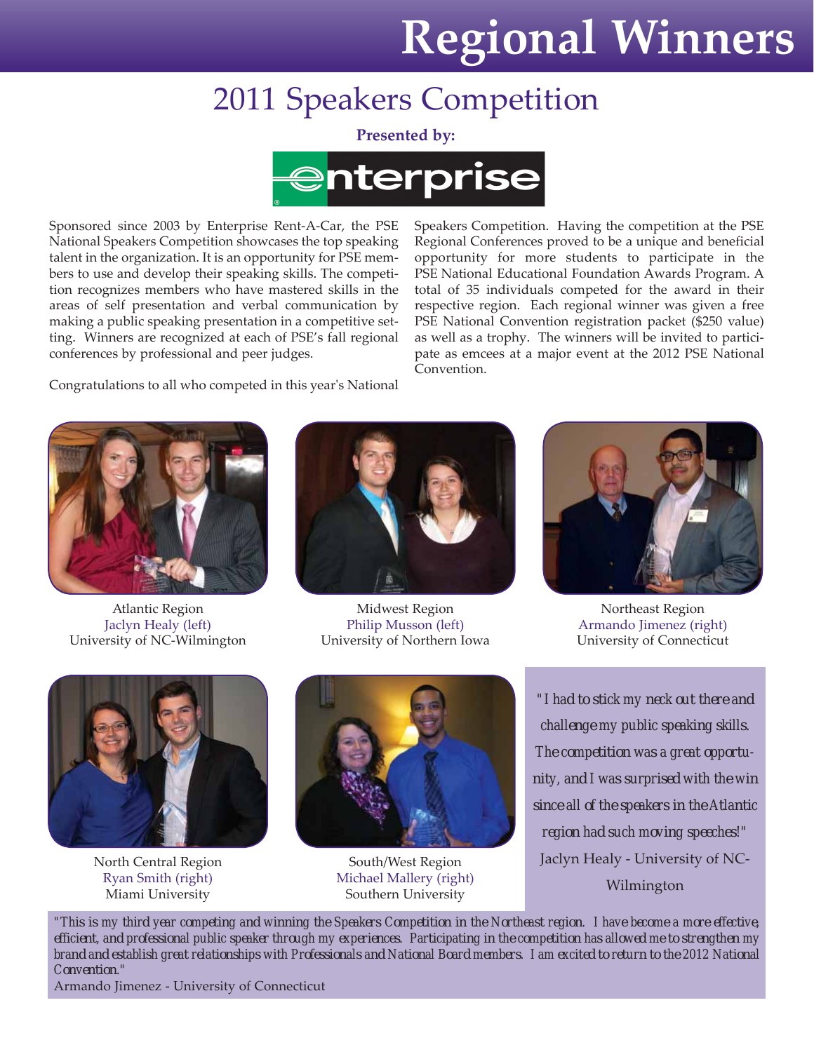# Regional Winners

## 2011 Speakers Competition

**Presented by:**

enterprise

Sponsored since 2003 by Enterprise Rent-A-Car, the PSE National Speakers Competition showcases the top speaking talent in the organization. It is an opportunity for PSE members to use and develop their speaking skills. The competition recognizes members who have mastered skills in the areas of self presentation and verbal communication by making a public speaking presentation in a competitive setting. Winners are recognized at each of PSE's fall regional conferences by professional and peer judges.

Congratulations to all who competed in this year's National Speakers Competition. Having the competition at the PSE Regional Conferences proved to be a unique and beneficial opportunity for more students to participate in the PSE National Educational Foundation Awards Program. A total of 35 individuals competed for the award in their respective region. Each regional winner was given a free PSE National Convention registration packet ($250 value) as well as a trophy. The winners will be invited to participate as emcees at a major event at the 2012 PSE National Convention.

Atlantic Region
Jaclyn Healy (left)
University of NC-Wilmington

Midwest Region
Philip Musson (left)
University of Northern Iowa

Northeast Region
Armando Jimenez (right)
University of Connecticut

North Central Region
Ryan Smith (right)
Miami University

South/West Region
Michael Mallery (right)
Southern University

*"I had to stick my neck out there and challenge my public speaking skills. The competition was a great opportunity, and I was surprised with the win since all of the speakers in the Atlantic region had such moving speeches!"*
Jaclyn Healy - University of NC-Wilmington

*"This is my third year competing and winning the Speakers Competition in the Northeast region. I have become a more effective, efficient, and professional public speaker through my experiences. Participating in the competition has allowed me to strengthen my brand and establish great relationships with Professionals and National Board members. I am excited to return to the 2012 National Convention."*
Armando Jimenez - University of Connecticut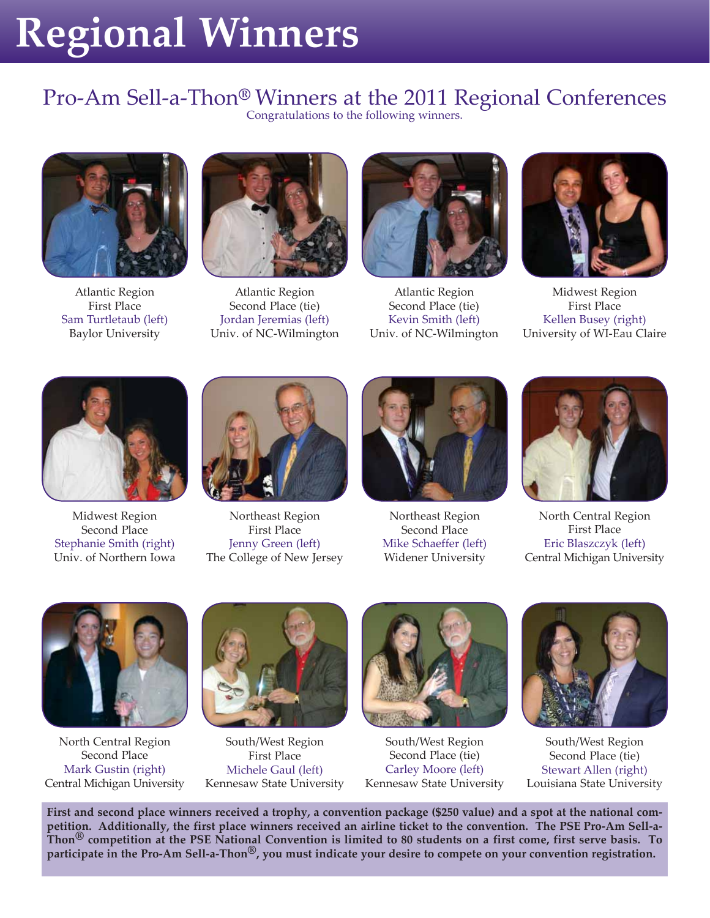# Regional Winners

## Pro-Am Sell-a-Thon® Winners at the 2011 Regional Conferences

Congratulations to the following winners.

Atlantic Region
First Place
Sam Turtletaub (left)
Baylor University

Atlantic Region
Second Place (tie)
Jordan Jeremias (left)
Univ. of NC-Wilmington

Atlantic Region
Second Place (tie)
Kevin Smith (left)
Univ. of NC-Wilmington

Midwest Region
First Place
Kellen Busey (right)
University of WI-Eau Claire

Midwest Region
Second Place
Stephanie Smith (right)
Univ. of Northern Iowa

Northeast Region
First Place
Jenny Green (left)
The College of New Jersey

Northeast Region
Second Place
Mike Schaeffer (left)
Widener University

North Central Region
First Place
Eric Blaszczyk (left)
Central Michigan University

North Central Region
Second Place
Mark Gustin (right)
Central Michigan University

South/West Region
First Place
Michele Gaul (left)
Kennesaw State University

South/West Region
Second Place (tie)
Carley Moore (left)
Kennesaw State University

South/West Region
Second Place (tie)
Stewart Allen (right)
Louisiana State University

**First and second place winners received a trophy, a convention package ($250 value) and a spot at the national competition. Additionally, the first place winners received an airline ticket to the convention. The PSE Pro-Am Sell-a-Thon® competition at the PSE National Convention is limited to 80 students on a first come, first serve basis. To participate in the Pro-Am Sell-a-Thon®, you must indicate your desire to compete on your convention registration.**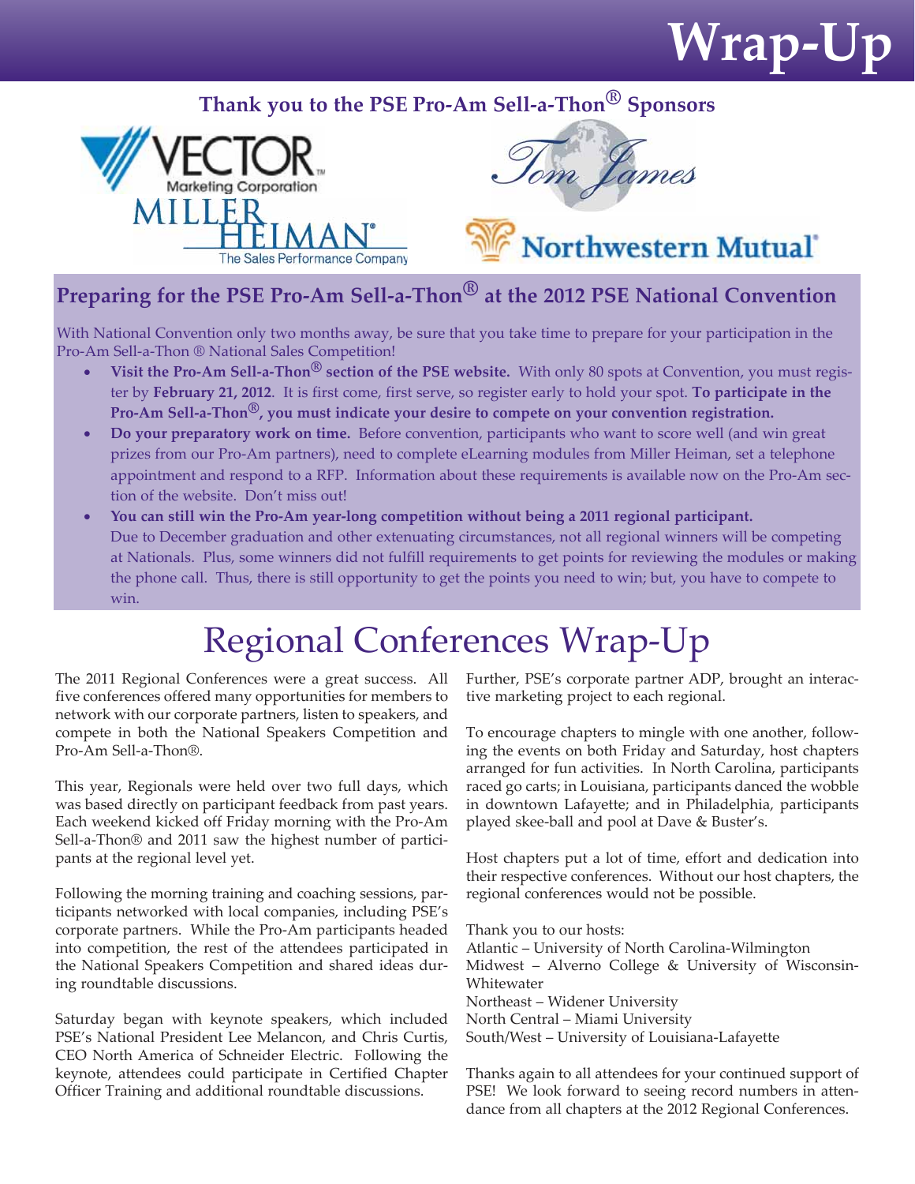# Wrap-Up

## Thank you to the PSE Pro-Am Sell-a-Thon® Sponsors

Vector Marketing Corporation

Tom James

Miller Heiman — The Sales Performance Company

Northwestern Mutual

## Preparing for the PSE Pro-Am Sell-a-Thon® at the 2012 PSE National Convention

With National Convention only two months away, be sure that you take time to prepare for your participation in the Pro-Am Sell-a-Thon ® National Sales Competition!

- **Visit the Pro-Am Sell-a-Thon® section of the PSE website.** With only 80 spots at Convention, you must register by **February 21, 2012**. It is first come, first serve, so register early to hold your spot. **To participate in the Pro-Am Sell-a-Thon®, you must indicate your desire to compete on your convention registration.**
- **Do your preparatory work on time.** Before convention, participants who want to score well (and win great prizes from our Pro-Am partners), need to complete eLearning modules from Miller Heiman, set a telephone appointment and respond to a RFP. Information about these requirements is available now on the Pro-Am section of the website. Don't miss out!
- **You can still win the Pro-Am year-long competition without being a 2011 regional participant.** Due to December graduation and other extenuating circumstances, not all regional winners will be competing at Nationals. Plus, some winners did not fulfill requirements to get points for reviewing the modules or making the phone call. Thus, there is still opportunity to get the points you need to win; but, you have to compete to win.

# Regional Conferences Wrap-Up

The 2011 Regional Conferences were a great success. All five conferences offered many opportunities for members to network with our corporate partners, listen to speakers, and compete in both the National Speakers Competition and Pro-Am Sell-a-Thon®.

This year, Regionals were held over two full days, which was based directly on participant feedback from past years. Each weekend kicked off Friday morning with the Pro-Am Sell-a-Thon® and 2011 saw the highest number of participants at the regional level yet.

Following the morning training and coaching sessions, participants networked with local companies, including PSE's corporate partners. While the Pro-Am participants headed into competition, the rest of the attendees participated in the National Speakers Competition and shared ideas during roundtable discussions.

Saturday began with keynote speakers, which included PSE's National President Lee Melancon, and Chris Curtis, CEO North America of Schneider Electric. Following the keynote, attendees could participate in Certified Chapter Officer Training and additional roundtable discussions.

Further, PSE's corporate partner ADP, brought an interactive marketing project to each regional.

To encourage chapters to mingle with one another, following the events on both Friday and Saturday, host chapters arranged for fun activities. In North Carolina, participants raced go carts; in Louisiana, participants danced the wobble in downtown Lafayette; and in Philadelphia, participants played skee-ball and pool at Dave & Buster's.

Host chapters put a lot of time, effort and dedication into their respective conferences. Without our host chapters, the regional conferences would not be possible.

Thank you to our hosts:
Atlantic – University of North Carolina-Wilmington
Midwest – Alverno College & University of Wisconsin-Whitewater
Northeast – Widener University
North Central – Miami University
South/West – University of Louisiana-Lafayette

Thanks again to all attendees for your continued support of PSE! We look forward to seeing record numbers in attendance from all chapters at the 2012 Regional Conferences.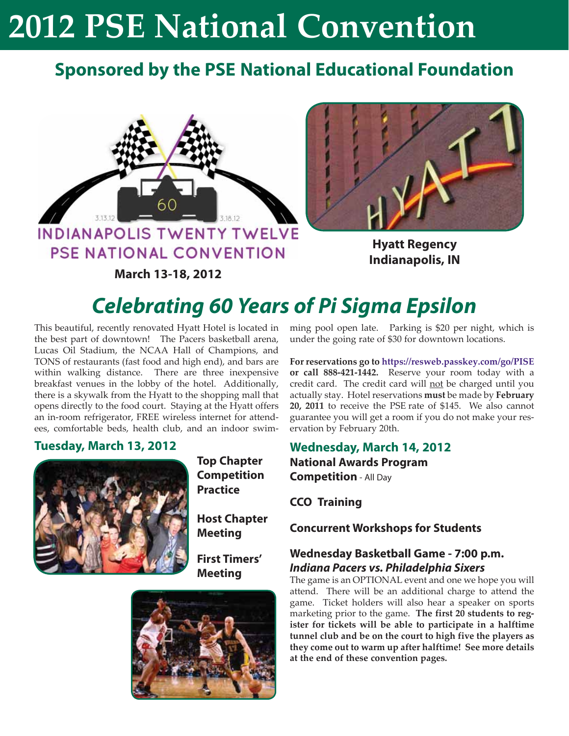# 2012 PSE National Convention

## Sponsored by the PSE National Educational Foundation

3.13.12 60 3.18.12

INDIANAPOLIS TWENTY TWELVE
PSE NATIONAL CONVENTION

**March 13-18, 2012**

**Hyatt Regency**
**Indianapolis, IN**

## *Celebrating 60 Years of Pi Sigma Epsilon*

This beautiful, recently renovated Hyatt Hotel is located in the best part of downtown! The Pacers basketball arena, Lucas Oil Stadium, the NCAA Hall of Champions, and TONS of restaurants (fast food and high end), and bars are within walking distance. There are three inexpensive breakfast venues in the lobby of the hotel. Additionally, there is a skywalk from the Hyatt to the shopping mall that opens directly to the food court. Staying at the Hyatt offers an in-room refrigerator, FREE wireless internet for attendees, comfortable beds, health club, and an indoor swimming pool open late. Parking is $20 per night, which is under the going rate of $30 for downtown locations.

**For reservations go to https://resweb.passkey.com/go/PISE or call 888-421-1442.** Reserve your room today with a credit card. The credit card will not be charged until you actually stay. Hotel reservations **must** be made by **February 20, 2011** to receive the PSE rate of $145. We also cannot guarantee you will get a room if you do not make your reservation by February 20th.

### Tuesday, March 13, 2012

**Top Chapter Competition Practice**

**Host Chapter Meeting**

**First Timers' Meeting**

### Wednesday, March 14, 2012

**National Awards Program Competition** - All Day

**CCO Training**

**Concurrent Workshops for Students**

**Wednesday Basketball Game - 7:00 p.m.**
***Indiana Pacers vs. Philadelphia Sixers***

The game is an OPTIONAL event and one we hope you will attend. There will be an additional charge to attend the game. Ticket holders will also hear a speaker on sports marketing prior to the game. **The first 20 students to register for tickets will be able to participate in a halftime tunnel club and be on the court to high five the players as they come out to warm up after halftime! See more details at the end of these convention pages.**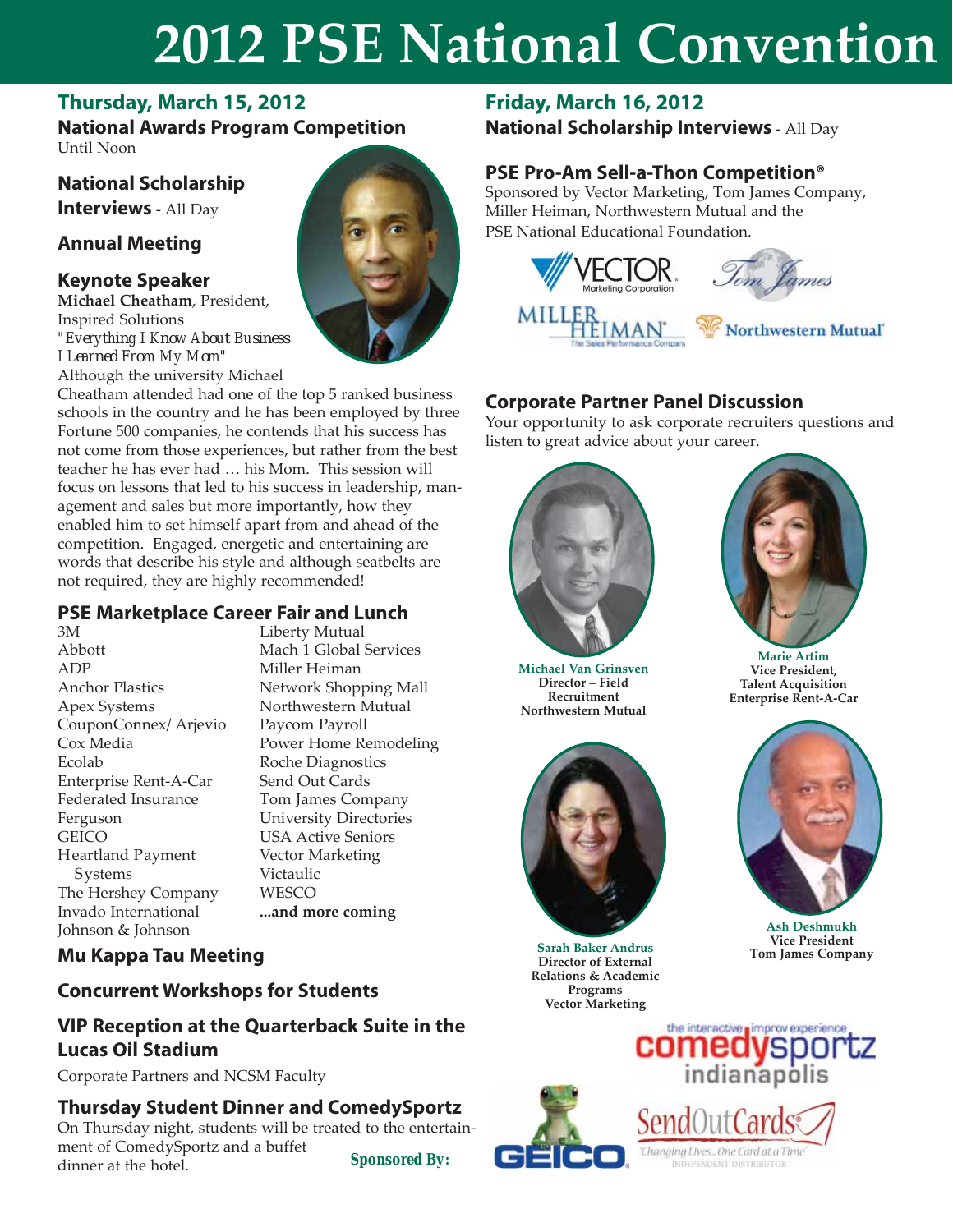# 2012 PSE National Convention

## Thursday, March 15, 2012

### National Awards Program Competition

Until Noon

### National Scholarship Interviews - All Day

### Annual Meeting

### Keynote Speaker

**Michael Cheatham**, President, Inspired Solutions

*"Everything I Know About Business I Learned From My Mom"*

Although the university Michael Cheatham attended had one of the top 5 ranked business schools in the country and he has been employed by three Fortune 500 companies, he contends that his success has not come from those experiences, but rather from the best teacher he has ever had … his Mom. This session will focus on lessons that led to his success in leadership, management and sales but more importantly, how they enabled him to set himself apart from and ahead of the competition. Engaged, energetic and entertaining are words that describe his style and although seatbelts are not required, they are highly recommended!

### PSE Marketplace Career Fair and Lunch

3M
Abbott
ADP
Anchor Plastics
Apex Systems
CouponConnex/ Arjevio
Cox Media
Ecolab
Enterprise Rent-A-Car
Federated Insurance
Ferguson
GEICO
Heartland Payment Systems
The Hershey Company
Invado International
Johnson & Johnson
Liberty Mutual
Mach 1 Global Services
Miller Heiman
Network Shopping Mall
Northwestern Mutual
Paycom Payroll
Power Home Remodeling
Roche Diagnostics
Send Out Cards
Tom James Company
University Directories
USA Active Seniors
Vector Marketing
Victaulic
WESCO
**...and more coming**

### Mu Kappa Tau Meeting

### Concurrent Workshops for Students

### VIP Reception at the Quarterback Suite in the Lucas Oil Stadium

Corporate Partners and NCSM Faculty

### Thursday Student Dinner and ComedySportz

On Thursday night, students will be treated to the entertainment of ComedySportz and a buffet dinner at the hotel.

**Sponsored By:** ComedySportz Indianapolis, GEICO, SendOutCards

## Friday, March 16, 2012

### National Scholarship Interviews - All Day

### PSE Pro-Am Sell-a-Thon Competition®

Sponsored by Vector Marketing, Tom James Company, Miller Heiman, Northwestern Mutual and the PSE National Educational Foundation.

### Corporate Partner Panel Discussion

Your opportunity to ask corporate recruiters questions and listen to great advice about your career.

**Michael Van Grinsven**
Director – Field Recruitment
Northwestern Mutual

**Marie Artim**
Vice President, Talent Acquisition
Enterprise Rent-A-Car

**Sarah Baker Andrus**
Director of External Relations & Academic Programs
Vector Marketing

**Ash Deshmukh**
Vice President
Tom James Company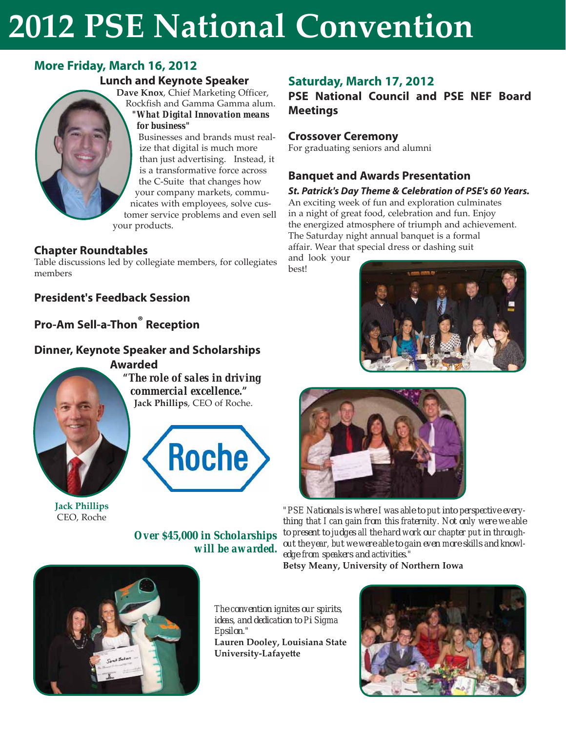# 2012 PSE National Convention

## More Friday, March 16, 2012

### Lunch and Keynote Speaker

**Dave Knox**, Chief Marketing Officer, Rockfish and Gamma Gamma alum.

***"What Digital Innovation means for business"***

Businesses and brands must realize that digital is much more than just advertising. Instead, it is a transformative force across the C-Suite that changes how your company markets, communicates with employees, solve customer service problems and even sell your products.

### Chapter Roundtables

Table discussions led by collegiate members, for collegiates members

### President's Feedback Session

### Pro-Am Sell-a-Thon® Reception

### Dinner, Keynote Speaker and Scholarships Awarded

***"The role of sales in driving commercial excellence."***

**Jack Phillips**, CEO of Roche.

**Jack Phillips**
CEO, Roche

***Over $45,000 in Scholarships will be awarded.***

## Saturday, March 17, 2012

### PSE National Council and PSE NEF Board Meetings

### Crossover Ceremony

For graduating seniors and alumni

### Banquet and Awards Presentation

***St. Patrick's Day Theme & Celebration of PSE's 60 Years.***

An exciting week of fun and exploration culminates in a night of great food, celebration and fun. Enjoy the energized atmosphere of triumph and achievement. The Saturday night annual banquet is a formal affair. Wear that special dress or dashing suit and look your best!

*"PSE Nationals is where I was able to put into perspective everything that I can gain from this fraternity. Not only were we able to present to judges all the hard work our chapter put in throughout the year, but we were able to gain even more skills and knowledge from speakers and activities."*
**Betsy Meany, University of Northern Iowa**

*The convention ignites our spirits, ideas, and dedication to Pi Sigma Epsilon."*
**Lauren Dooley, Louisiana State University-Lafayette**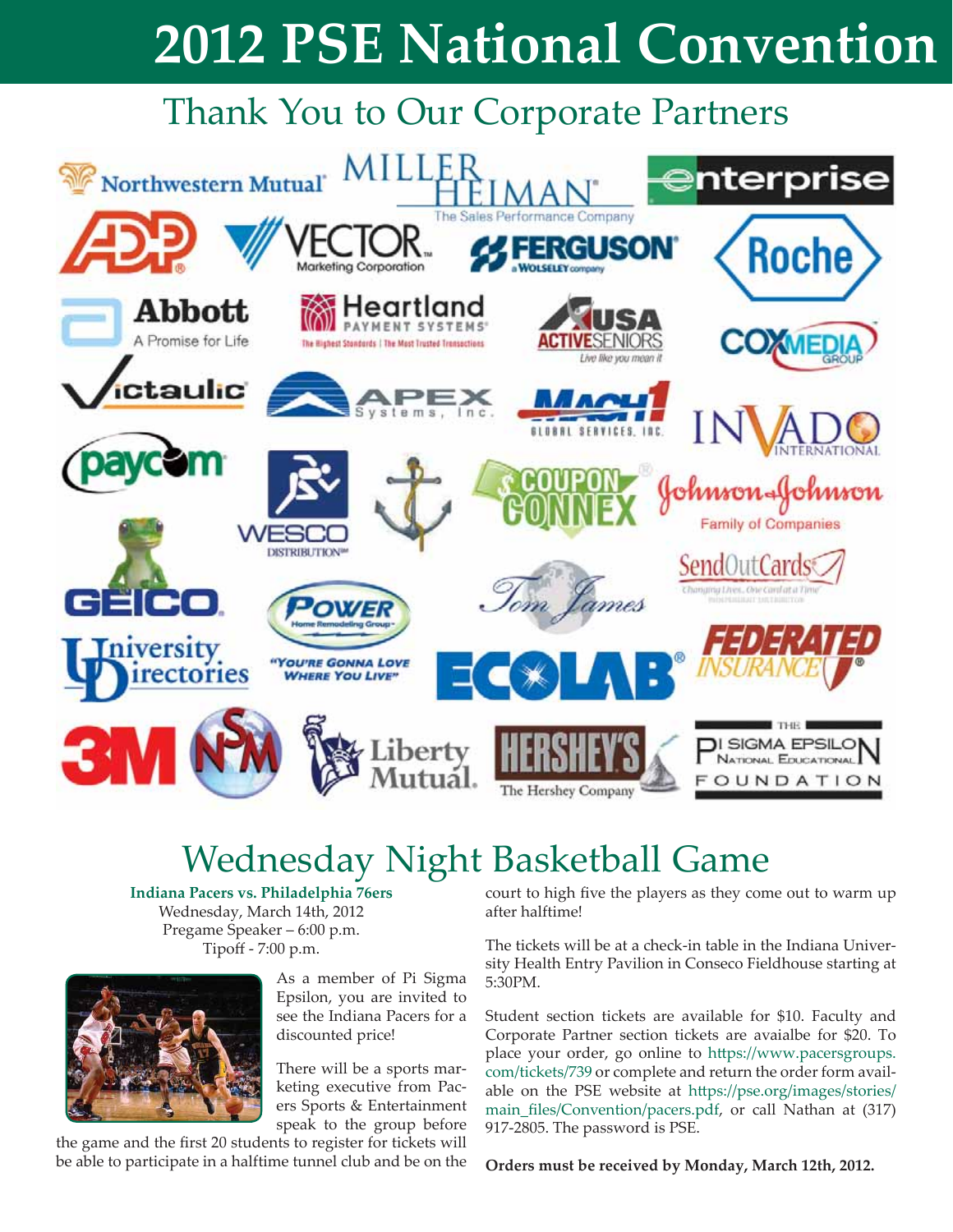# 2012 PSE National Convention

## Thank You to Our Corporate Partners

## Wednesday Night Basketball Game

**Indiana Pacers vs. Philadelphia 76ers**
Wednesday, March 14th, 2012
Pregame Speaker – 6:00 p.m.
Tipoff - 7:00 p.m.

As a member of Pi Sigma Epsilon, you are invited to see the Indiana Pacers for a discounted price!

There will be a sports marketing executive from Pacers Sports & Entertainment speak to the group before the game and the first 20 students to register for tickets will be able to participate in a halftime tunnel club and be on the court to high five the players as they come out to warm up after halftime!

The tickets will be at a check-in table in the Indiana University Health Entry Pavilion in Conseco Fieldhouse starting at 5:30PM.

Student section tickets are available for $10. Faculty and Corporate Partner section tickets are avaialbe for $20. To place your order, go online to https://www.pacersgroups.com/tickets/739 or complete and return the order form available on the PSE website at https://pse.org/images/stories/main_files/Convention/pacers.pdf, or call Nathan at (317) 917-2805. The password is PSE.

**Orders must be received by Monday, March 12th, 2012.**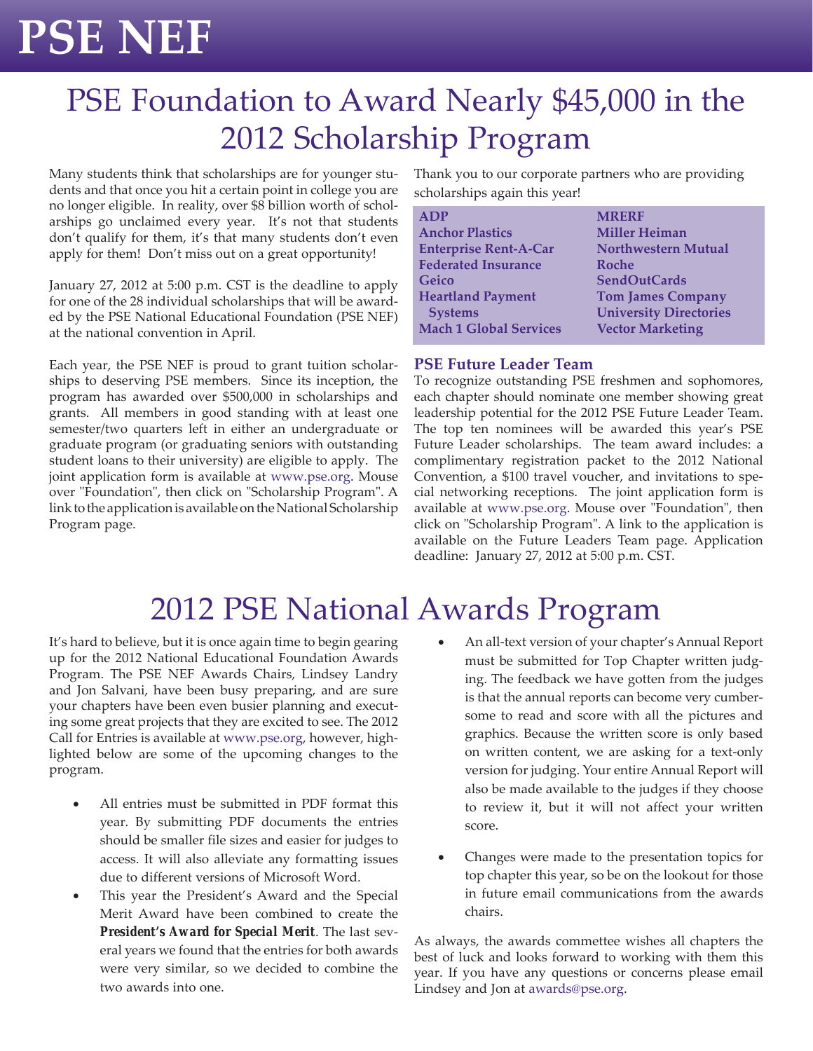# PSE NEF

## PSE Foundation to Award Nearly $45,000 in the 2012 Scholarship Program

Many students think that scholarships are for younger students and that once you hit a certain point in college you are no longer eligible. In reality, over $8 billion worth of scholarships go unclaimed every year. It's not that students don't qualify for them, it's that many students don't even apply for them! Don't miss out on a great opportunity!

January 27, 2012 at 5:00 p.m. CST is the deadline to apply for one of the 28 individual scholarships that will be awarded by the PSE National Educational Foundation (PSE NEF) at the national convention in April.

Each year, the PSE NEF is proud to grant tuition scholarships to deserving PSE members. Since its inception, the program has awarded over $500,000 in scholarships and grants. All members in good standing with at least one semester/two quarters left in either an undergraduate or graduate program (or graduating seniors with outstanding student loans to their university) are eligible to apply. The joint application form is available at www.pse.org. Mouse over "Foundation", then click on "Scholarship Program". A link to the application is available on the National Scholarship Program page.

Thank you to our corporate partners who are providing scholarships again this year!

| | |
|---|---|
| **ADP** | **MRERF** |
| **Anchor Plastics** | **Miller Heiman** |
| **Enterprise Rent-A-Car** | **Northwestern Mutual** |
| **Federated Insurance** | **Roche** |
| **Geico** | **SendOutCards** |
| **Heartland Payment Systems** | **Tom James Company** |
| **Mach 1 Global Services** | **University Directories** |
| | **Vector Marketing** |

### PSE Future Leader Team

To recognize outstanding PSE freshmen and sophomores, each chapter should nominate one member showing great leadership potential for the 2012 PSE Future Leader Team. The top ten nominees will be awarded this year's PSE Future Leader scholarships. The team award includes: a complimentary registration packet to the 2012 National Convention, a $100 travel voucher, and invitations to special networking receptions. The joint application form is available at www.pse.org. Mouse over "Foundation", then click on "Scholarship Program". A link to the application is available on the Future Leaders Team page. Application deadline: January 27, 2012 at 5:00 p.m. CST.

## 2012 PSE National Awards Program

It's hard to believe, but it is once again time to begin gearing up for the 2012 National Educational Foundation Awards Program. The PSE NEF Awards Chairs, Lindsey Landry and Jon Salvani, have been busy preparing, and are sure your chapters have been even busier planning and executing some great projects that they are excited to see. The 2012 Call for Entries is available at www.pse.org, however, highlighted below are some of the upcoming changes to the program.

- All entries must be submitted in PDF format this year. By submitting PDF documents the entries should be smaller file sizes and easier for judges to access. It will also alleviate any formatting issues due to different versions of Microsoft Word.
- This year the President's Award and the Special Merit Award have been combined to create the ***President's Award for Special Merit***. The last several years we found that the entries for both awards were very similar, so we decided to combine the two awards into one.
- An all-text version of your chapter's Annual Report must be submitted for Top Chapter written judging. The feedback we have gotten from the judges is that the annual reports can become very cumbersome to read and score with all the pictures and graphics. Because the written score is only based on written content, we are asking for a text-only version for judging. Your entire Annual Report will also be made available to the judges if they choose to review it, but it will not affect your written score.
- Changes were made to the presentation topics for top chapter this year, so be on the lookout for those in future email communications from the awards chairs.

As always, the awards commettee wishes all chapters the best of luck and looks forward to working with them this year. If you have any questions or concerns please email Lindsey and Jon at awards@pse.org.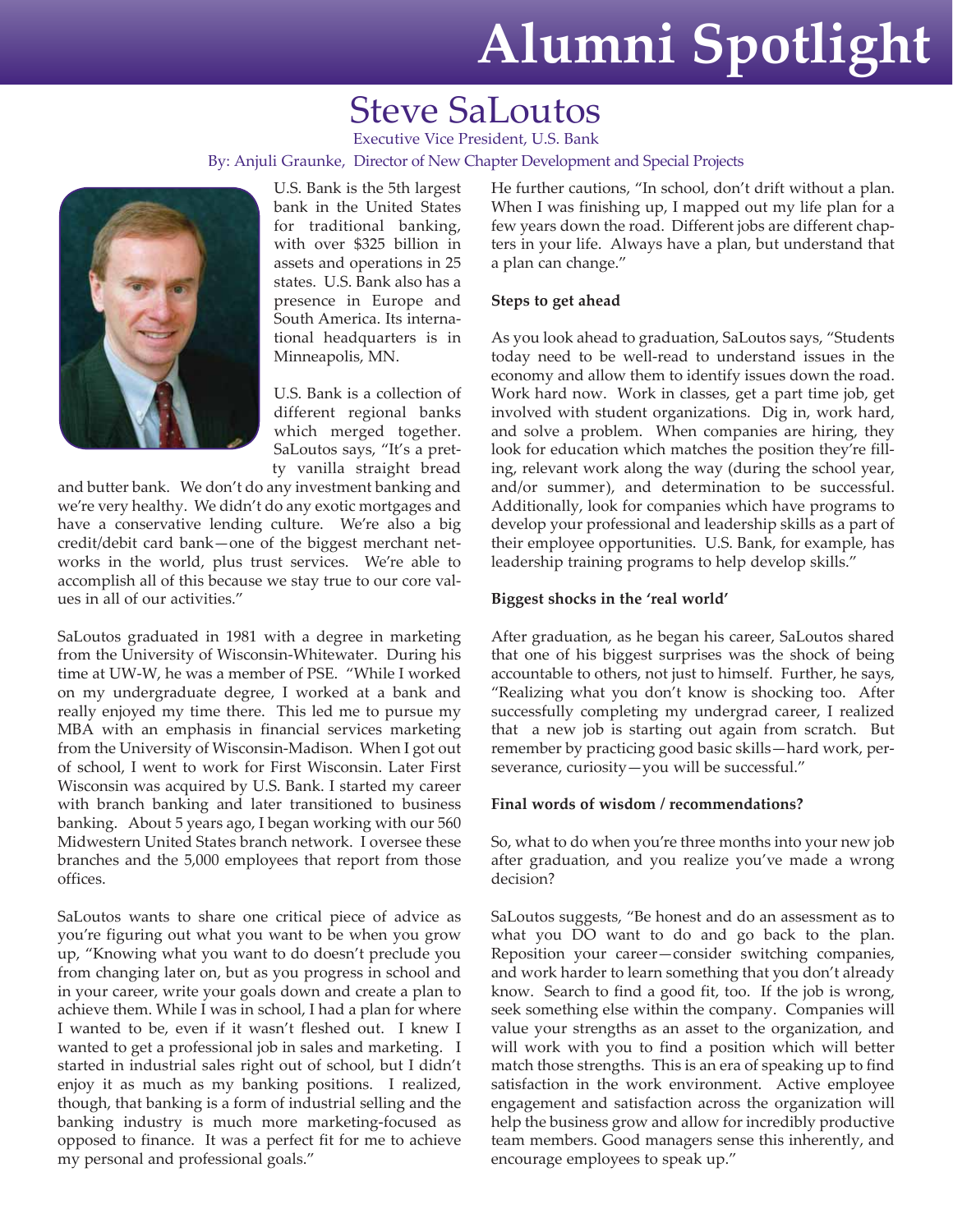# Alumni Spotlight

## Steve SaLoutos

Executive Vice President, U.S. Bank

By: Anjuli Graunke, Director of New Chapter Development and Special Projects

U.S. Bank is the 5th largest bank in the United States for traditional banking, with over $325 billion in assets and operations in 25 states. U.S. Bank also has a presence in Europe and South America. Its international headquarters is in Minneapolis, MN.

U.S. Bank is a collection of different regional banks which merged together. SaLoutos says, "It's a pretty vanilla straight bread and butter bank. We don't do any investment banking and we're very healthy. We didn't do any exotic mortgages and have a conservative lending culture. We're also a big credit/debit card bank—one of the biggest merchant networks in the world, plus trust services. We're able to accomplish all of this because we stay true to our core values in all of our activities."

SaLoutos graduated in 1981 with a degree in marketing from the University of Wisconsin-Whitewater. During his time at UW-W, he was a member of PSE. "While I worked on my undergraduate degree, I worked at a bank and really enjoyed my time there. This led me to pursue my MBA with an emphasis in financial services marketing from the University of Wisconsin-Madison. When I got out of school, I went to work for First Wisconsin. Later First Wisconsin was acquired by U.S. Bank. I started my career with branch banking and later transitioned to business banking. About 5 years ago, I began working with our 560 Midwestern United States branch network. I oversee these branches and the 5,000 employees that report from those offices.

SaLoutos wants to share one critical piece of advice as you're figuring out what you want to be when you grow up, "Knowing what you want to do doesn't preclude you from changing later on, but as you progress in school and in your career, write your goals down and create a plan to achieve them. While I was in school, I had a plan for where I wanted to be, even if it wasn't fleshed out. I knew I wanted to get a professional job in sales and marketing. I started in industrial sales right out of school, but I didn't enjoy it as much as my banking positions. I realized, though, that banking is a form of industrial selling and the banking industry is much more marketing-focused as opposed to finance. It was a perfect fit for me to achieve my personal and professional goals."

He further cautions, "In school, don't drift without a plan. When I was finishing up, I mapped out my life plan for a few years down the road. Different jobs are different chapters in your life. Always have a plan, but understand that a plan can change."

**Steps to get ahead**

As you look ahead to graduation, SaLoutos says, "Students today need to be well-read to understand issues in the economy and allow them to identify issues down the road. Work hard now. Work in classes, get a part time job, get involved with student organizations. Dig in, work hard, and solve a problem. When companies are hiring, they look for education which matches the position they're filling, relevant work along the way (during the school year, and/or summer), and determination to be successful. Additionally, look for companies which have programs to develop your professional and leadership skills as a part of their employee opportunities. U.S. Bank, for example, has leadership training programs to help develop skills."

**Biggest shocks in the 'real world'**

After graduation, as he began his career, SaLoutos shared that one of his biggest surprises was the shock of being accountable to others, not just to himself. Further, he says, "Realizing what you don't know is shocking too. After successfully completing my undergrad career, I realized that a new job is starting out again from scratch. But remember by practicing good basic skills—hard work, perseverance, curiosity—you will be successful."

**Final words of wisdom / recommendations?**

So, what to do when you're three months into your new job after graduation, and you realize you've made a wrong decision?

SaLoutos suggests, "Be honest and do an assessment as to what you DO want to do and go back to the plan. Reposition your career—consider switching companies, and work harder to learn something that you don't already know. Search to find a good fit, too. If the job is wrong, seek something else within the company. Companies will value your strengths as an asset to the organization, and will work with you to find a position which will better match those strengths. This is an era of speaking up to find satisfaction in the work environment. Active employee engagement and satisfaction across the organization will help the business grow and allow for incredibly productive team members. Good managers sense this inherently, and encourage employees to speak up."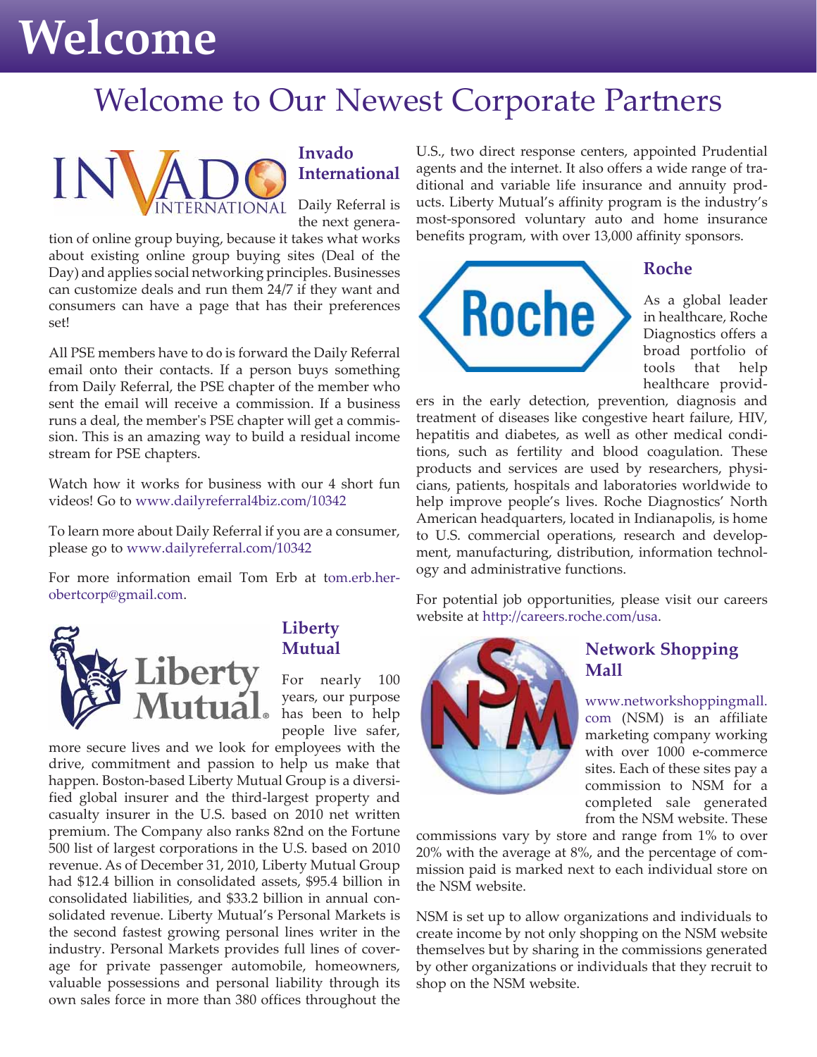# Welcome

## Welcome to Our Newest Corporate Partners

### Invado International

Daily Referral is the next generation of online group buying, because it takes what works about existing online group buying sites (Deal of the Day) and applies social networking principles. Businesses can customize deals and run them 24/7 if they want and consumers can have a page that has their preferences set!

All PSE members have to do is forward the Daily Referral email onto their contacts. If a person buys something from Daily Referral, the PSE chapter of the member who sent the email will receive a commission. If a business runs a deal, the member's PSE chapter will get a commission. This is an amazing way to build a residual income stream for PSE chapters.

Watch how it works for business with our 4 short fun videos! Go to www.dailyreferral4biz.com/10342

To learn more about Daily Referral if you are a consumer, please go to www.dailyreferral.com/10342

For more information email Tom Erb at tom.erb.herobertcorp@gmail.com.

### Liberty Mutual

For nearly 100 years, our purpose has been to help people live safer, more secure lives and we look for employees with the drive, commitment and passion to help us make that happen. Boston-based Liberty Mutual Group is a diversified global insurer and the third-largest property and casualty insurer in the U.S. based on 2010 net written premium. The Company also ranks 82nd on the Fortune 500 list of largest corporations in the U.S. based on 2010 revenue. As of December 31, 2010, Liberty Mutual Group had $12.4 billion in consolidated assets, $95.4 billion in consolidated liabilities, and $33.2 billion in annual consolidated revenue. Liberty Mutual's Personal Markets is the second fastest growing personal lines writer in the industry. Personal Markets provides full lines of coverage for private passenger automobile, homeowners, valuable possessions and personal liability through its own sales force in more than 380 offices throughout the U.S., two direct response centers, appointed Prudential agents and the internet. It also offers a wide range of traditional and variable life insurance and annuity products. Liberty Mutual's affinity program is the industry's most-sponsored voluntary auto and home insurance benefits program, with over 13,000 affinity sponsors.

### Roche

As a global leader in healthcare, Roche Diagnostics offers a broad portfolio of tools that help healthcare providers in the early detection, prevention, diagnosis and treatment of diseases like congestive heart failure, HIV, hepatitis and diabetes, as well as other medical conditions, such as fertility and blood coagulation. These products and services are used by researchers, physicians, patients, hospitals and laboratories worldwide to help improve people's lives. Roche Diagnostics' North American headquarters, located in Indianapolis, is home to U.S. commercial operations, research and development, manufacturing, distribution, information technology and administrative functions.

For potential job opportunities, please visit our careers website at http://careers.roche.com/usa.

### Network Shopping Mall

www.networkshoppingmall.com (NSM) is an affiliate marketing company working with over 1000 e-commerce sites. Each of these sites pay a commission to NSM for a completed sale generated from the NSM website. These commissions vary by store and range from 1% to over 20% with the average at 8%, and the percentage of commission paid is marked next to each individual store on the NSM website.

NSM is set up to allow organizations and individuals to create income by not only shopping on the NSM website themselves but by sharing in the commissions generated by other organizations or individuals that they recruit to shop on the NSM website.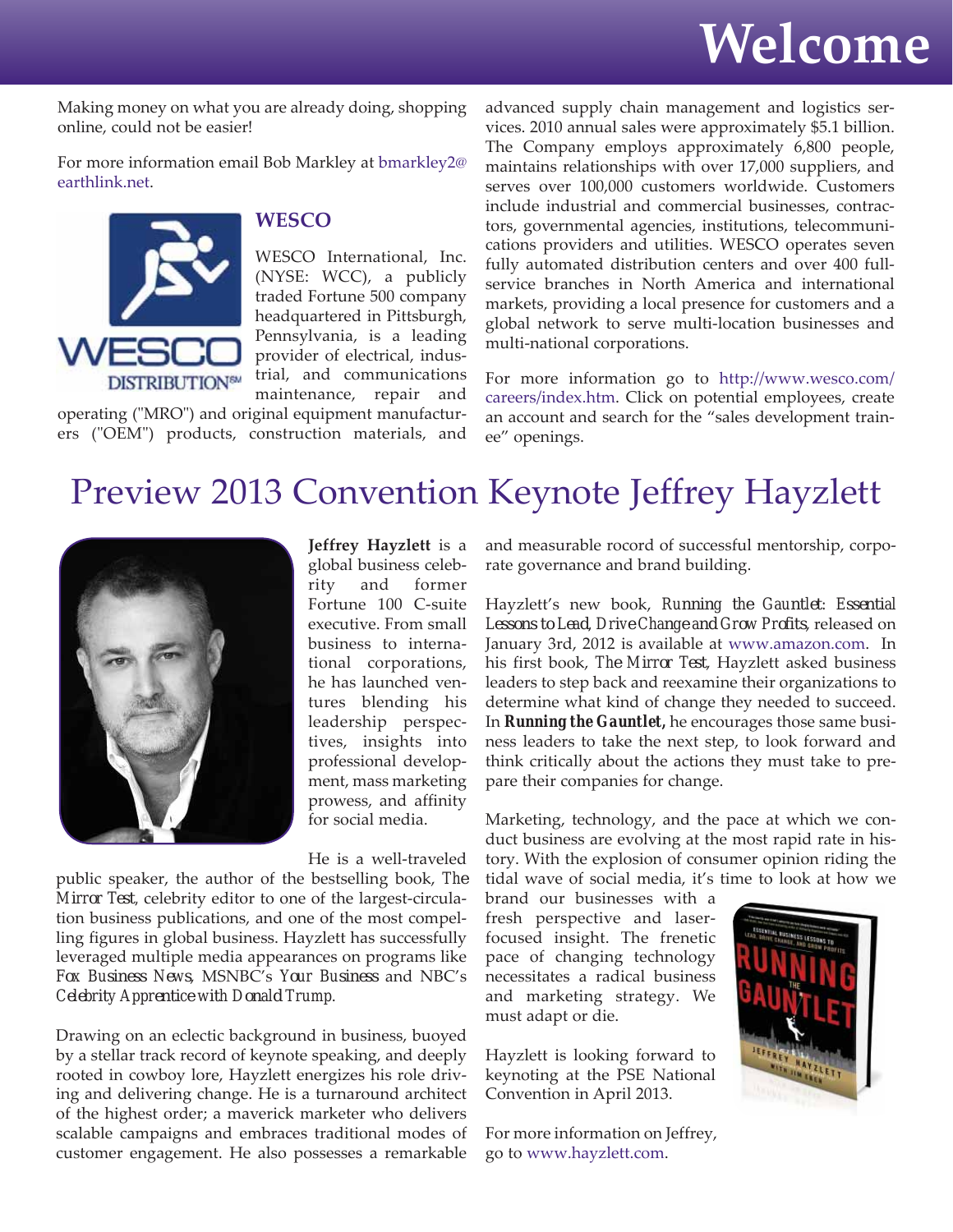# Welcome

Making money on what you are already doing, shopping online, could not be easier!

For more information email Bob Markley at bmarkley2@earthlink.net.

### WESCO

WESCO International, Inc. (NYSE: WCC), a publicly traded Fortune 500 company headquartered in Pittsburgh, Pennsylvania, is a leading provider of electrical, industrial, and communications maintenance, repair and operating ("MRO") and original equipment manufacturers ("OEM") products, construction materials, and advanced supply chain management and logistics services. 2010 annual sales were approximately $5.1 billion. The Company employs approximately 6,800 people, maintains relationships with over 17,000 suppliers, and serves over 100,000 customers worldwide. Customers include industrial and commercial businesses, contractors, governmental agencies, institutions, telecommunications providers and utilities. WESCO operates seven fully automated distribution centers and over 400 full-service branches in North America and international markets, providing a local presence for customers and a global network to serve multi-location businesses and multi-national corporations.

For more information go to http://www.wesco.com/careers/index.htm. Click on potential employees, create an account and search for the "sales development trainee" openings.

## Preview 2013 Convention Keynote Jeffrey Hayzlett

**Jeffrey Hayzlett** is a global business celebrity and former Fortune 100 C-suite executive. From small business to international corporations, he has launched ventures blending his leadership perspectives, insights into professional development, mass marketing prowess, and affinity for social media.

He is a well-traveled public speaker, the author of the bestselling book, *The Mirror Test*, celebrity editor to one of the largest-circulation business publications, and one of the most compelling figures in global business. Hayzlett has successfully leveraged multiple media appearances on programs like *Fox Business News*, MSNBC's *Your Business* and NBC's *Celebrity Apprentice with Donald Trump*.

Drawing on an eclectic background in business, buoyed by a stellar track record of keynote speaking, and deeply rooted in cowboy lore, Hayzlett energizes his role driving and delivering change. He is a turnaround architect of the highest order; a maverick marketer who delivers scalable campaigns and embraces traditional modes of customer engagement. He also possesses a remarkable and measurable rocord of successful mentorship, corporate governance and brand building.

Hayzlett's new book, *Running the Gauntlet: Essential Lessons to Lead, Drive Change and Grow Profits*, released on January 3rd, 2012 is available at www.amazon.com. In his first book, *The Mirror Test*, Hayzlett asked business leaders to step back and reexamine their organizations to determine what kind of change they needed to succeed. In ***Running the Gauntlet***, he encourages those same business leaders to take the next step, to look forward and think critically about the actions they must take to prepare their companies for change.

Marketing, technology, and the pace at which we conduct business are evolving at the most rapid rate in history. With the explosion of consumer opinion riding the tidal wave of social media, it's time to look at how we brand our businesses with a fresh perspective and laser-focused insight. The frenetic pace of changing technology necessitates a radical business and marketing strategy. We must adapt or die.

Hayzlett is looking forward to keynoting at the PSE National Convention in April 2013.

For more information on Jeffrey, go to www.hayzlett.com.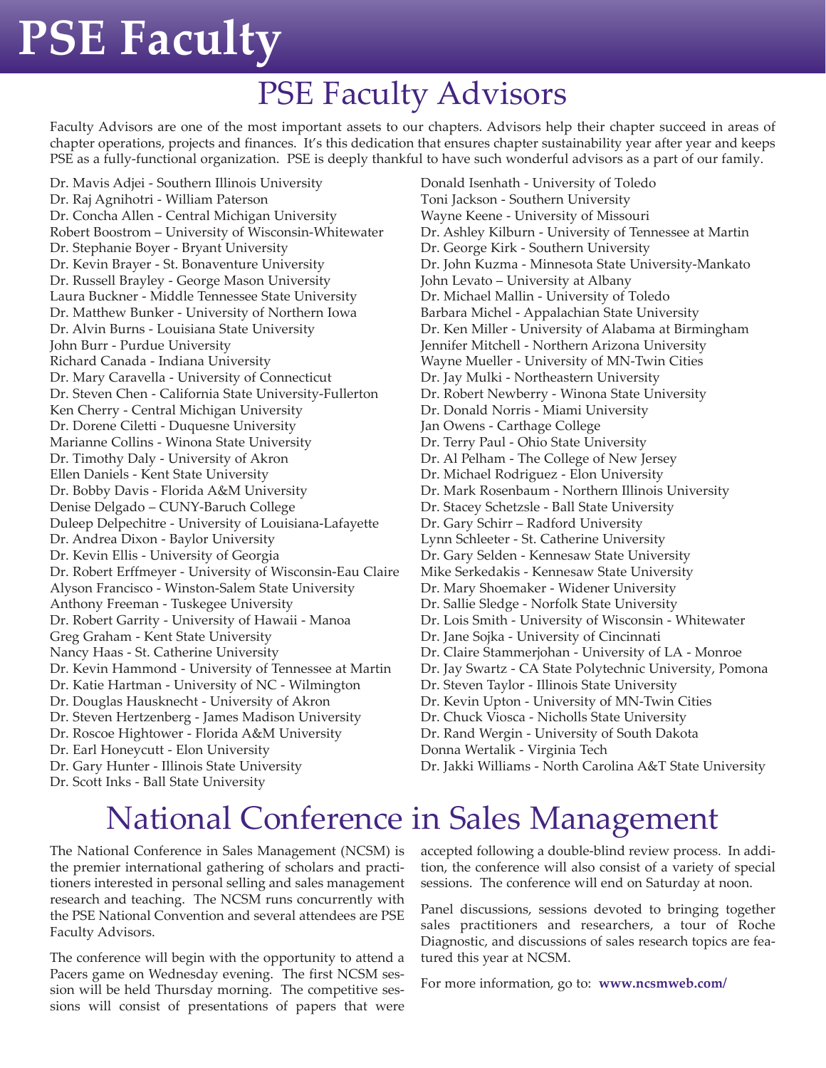# PSE Faculty

## PSE Faculty Advisors

Faculty Advisors are one of the most important assets to our chapters. Advisors help their chapter succeed in areas of chapter operations, projects and finances. It's this dedication that ensures chapter sustainability year after year and keeps PSE as a fully-functional organization. PSE is deeply thankful to have such wonderful advisors as a part of our family.

Dr. Mavis Adjei - Southern Illinois University
Dr. Raj Agnihotri - William Paterson
Dr. Concha Allen - Central Michigan University
Robert Boostrom – University of Wisconsin-Whitewater
Dr. Stephanie Boyer - Bryant University
Dr. Kevin Brayer - St. Bonaventure University
Dr. Russell Brayley - George Mason University
Laura Buckner - Middle Tennessee State University
Dr. Matthew Bunker - University of Northern Iowa
Dr. Alvin Burns - Louisiana State University
John Burr - Purdue University
Richard Canada - Indiana University
Dr. Mary Caravella - University of Connecticut
Dr. Steven Chen - California State University-Fullerton
Ken Cherry - Central Michigan University
Dr. Dorene Ciletti - Duquesne University
Marianne Collins - Winona State University
Dr. Timothy Daly - University of Akron
Ellen Daniels - Kent State University
Dr. Bobby Davis - Florida A&M University
Denise Delgado – CUNY-Baruch College
Duleep Delpechitre - University of Louisiana-Lafayette
Dr. Andrea Dixon - Baylor University
Dr. Kevin Ellis - University of Georgia
Dr. Robert Erffmeyer - University of Wisconsin-Eau Claire
Alyson Francisco - Winston-Salem State University
Anthony Freeman - Tuskegee University
Dr. Robert Garrity - University of Hawaii - Manoa
Greg Graham - Kent State University
Nancy Haas - St. Catherine University
Dr. Kevin Hammond - University of Tennessee at Martin
Dr. Katie Hartman - University of NC - Wilmington
Dr. Douglas Hausknecht - University of Akron
Dr. Steven Hertzenberg - James Madison University
Dr. Roscoe Hightower - Florida A&M University
Dr. Earl Honeycutt - Elon University
Dr. Gary Hunter - Illinois State University
Dr. Scott Inks - Ball State University
Donald Isenhath - University of Toledo
Toni Jackson - Southern University
Wayne Keene - University of Missouri
Dr. Ashley Kilburn - University of Tennessee at Martin
Dr. George Kirk - Southern University
Dr. John Kuzma - Minnesota State University-Mankato
John Levato – University at Albany
Dr. Michael Mallin - University of Toledo
Barbara Michel - Appalachian State University
Dr. Ken Miller - University of Alabama at Birmingham
Jennifer Mitchell - Northern Arizona University
Wayne Mueller - University of MN-Twin Cities
Dr. Jay Mulki - Northeastern University
Dr. Robert Newberry - Winona State University
Dr. Donald Norris - Miami University
Jan Owens - Carthage College
Dr. Terry Paul - Ohio State University
Dr. Al Pelham - The College of New Jersey
Dr. Michael Rodriguez - Elon University
Dr. Mark Rosenbaum - Northern Illinois University
Dr. Stacey Schetzsle - Ball State University
Dr. Gary Schirr – Radford University
Lynn Schleeter - St. Catherine University
Dr. Gary Selden - Kennesaw State University
Mike Serkedakis - Kennesaw State University
Dr. Mary Shoemaker - Widener University
Dr. Sallie Sledge - Norfolk State University
Dr. Lois Smith - University of Wisconsin - Whitewater
Dr. Jane Sojka - University of Cincinnati
Dr. Claire Stammerjohan - University of LA - Monroe
Dr. Jay Swartz - CA State Polytechnic University, Pomona
Dr. Steven Taylor - Illinois State University
Dr. Kevin Upton - University of MN-Twin Cities
Dr. Chuck Viosca - Nicholls State University
Dr. Rand Wergin - University of South Dakota
Donna Wertalik - Virginia Tech
Dr. Jakki Williams - North Carolina A&T State University

## National Conference in Sales Management

The National Conference in Sales Management (NCSM) is the premier international gathering of scholars and practitioners interested in personal selling and sales management research and teaching. The NCSM runs concurrently with the PSE National Convention and several attendees are PSE Faculty Advisors.

The conference will begin with the opportunity to attend a Pacers game on Wednesday evening. The first NCSM session will be held Thursday morning. The competitive sessions will consist of presentations of papers that were accepted following a double-blind review process. In addition, the conference will also consist of a variety of special sessions. The conference will end on Saturday at noon.

Panel discussions, sessions devoted to bringing together sales practitioners and researchers, a tour of Roche Diagnostic, and discussions of sales research topics are featured this year at NCSM.

For more information, go to: **www.ncsmweb.com/**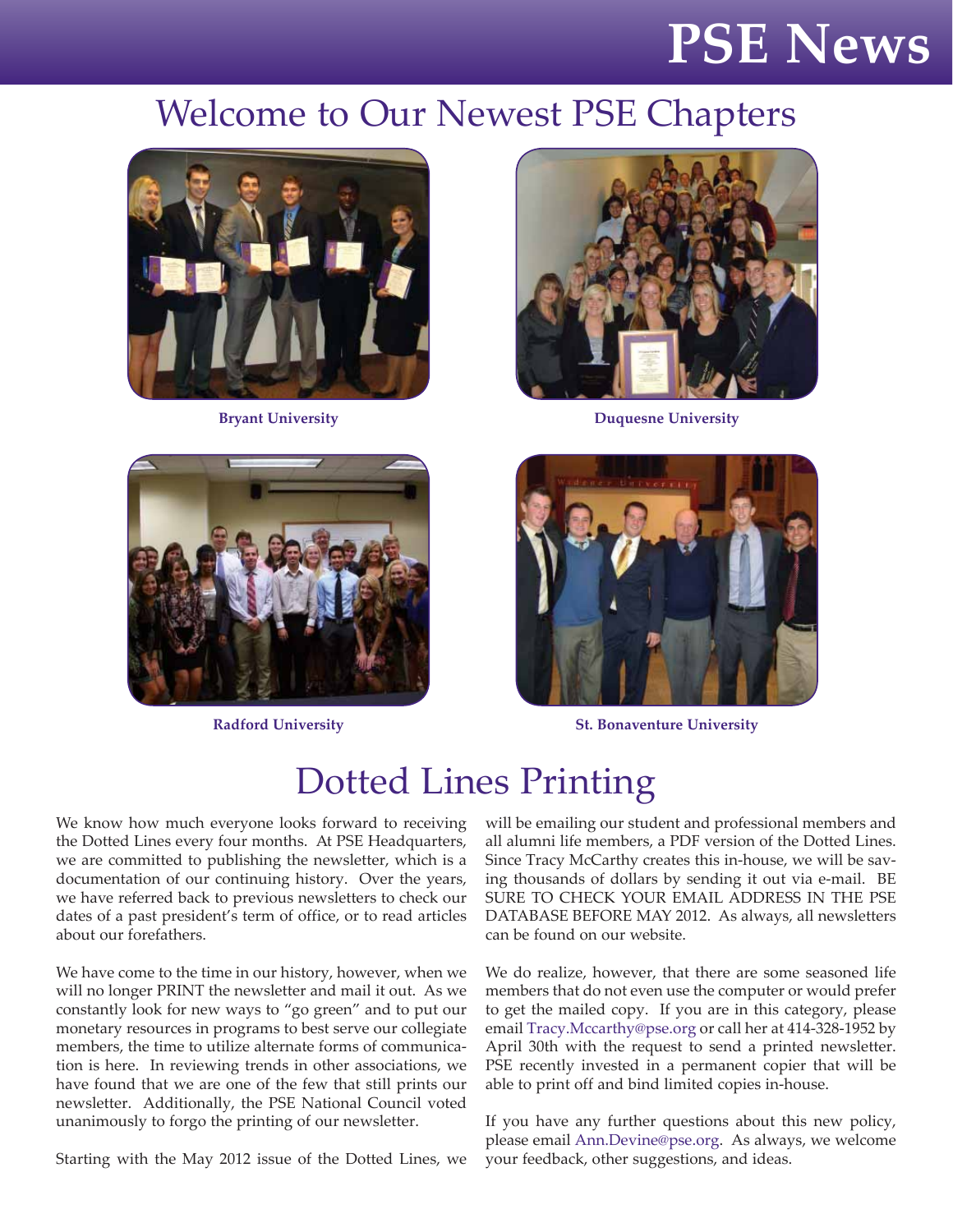# PSE News

## Welcome to Our Newest PSE Chapters

**Bryant University**

**Duquesne University**

**Radford University**

**St. Bonaventure University**

## Dotted Lines Printing

We know how much everyone looks forward to receiving the Dotted Lines every four months. At PSE Headquarters, we are committed to publishing the newsletter, which is a documentation of our continuing history. Over the years, we have referred back to previous newsletters to check our dates of a past president's term of office, or to read articles about our forefathers.

We have come to the time in our history, however, when we will no longer PRINT the newsletter and mail it out. As we constantly look for new ways to "go green" and to put our monetary resources in programs to best serve our collegiate members, the time to utilize alternate forms of communication is here. In reviewing trends in other associations, we have found that we are one of the few that still prints our newsletter. Additionally, the PSE National Council voted unanimously to forgo the printing of our newsletter.

Starting with the May 2012 issue of the Dotted Lines, we will be emailing our student and professional members and all alumni life members, a PDF version of the Dotted Lines. Since Tracy McCarthy creates this in-house, we will be saving thousands of dollars by sending it out via e-mail. BE SURE TO CHECK YOUR EMAIL ADDRESS IN THE PSE DATABASE BEFORE MAY 2012. As always, all newsletters can be found on our website.

We do realize, however, that there are some seasoned life members that do not even use the computer or would prefer to get the mailed copy. If you are in this category, please email Tracy.Mccarthy@pse.org or call her at 414-328-1952 by April 30th with the request to send a printed newsletter. PSE recently invested in a permanent copier that will be able to print off and bind limited copies in-house.

If you have any further questions about this new policy, please email Ann.Devine@pse.org. As always, we welcome your feedback, other suggestions, and ideas.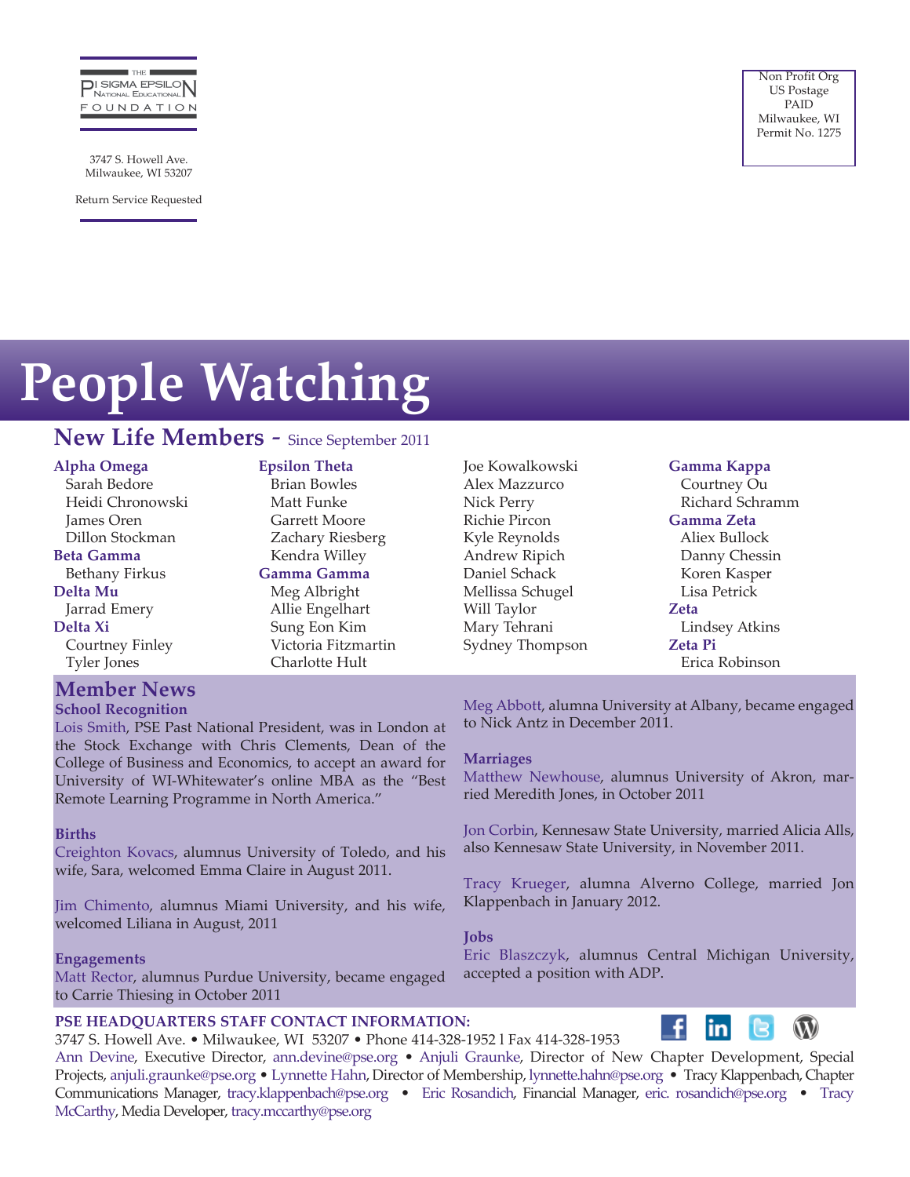THE PI SIGMA EPSILON NATIONAL EDUCATIONAL FOUNDATION

3747 S. Howell Ave.
Milwaukee, WI 53207

Return Service Requested

Non Profit Org
US Postage
PAID
Milwaukee, WI
Permit No. 1275

# People Watching

## New Life Members - Since September 2011

**Alpha Omega**
Sarah Bedore
Heidi Chronowski
James Oren
Dillon Stockman

**Beta Gamma**
Bethany Firkus

**Delta Mu**
Jarrad Emery

**Delta Xi**
Courtney Finley
Tyler Jones

**Epsilon Theta**
Brian Bowles
Matt Funke
Garrett Moore
Zachary Riesberg
Kendra Willey

**Gamma Gamma**
Meg Albright
Allie Engelhart
Sung Eon Kim
Victoria Fitzmartin
Charlotte Hult
Joe Kowalkowski
Alex Mazzurco
Nick Perry
Richie Pircon
Kyle Reynolds
Andrew Ripich
Daniel Schack
Mellissa Schugel
Will Taylor
Mary Tehrani
Sydney Thompson

**Gamma Kappa**
Courtney Ou
Richard Schramm

**Gamma Zeta**
Aliex Bullock
Danny Chessin
Koren Kasper
Lisa Petrick

**Zeta**
Lindsey Atkins

**Zeta Pi**
Erica Robinson

## Member News

### School Recognition

Lois Smith, PSE Past National President, was in London at the Stock Exchange with Chris Clements, Dean of the College of Business and Economics, to accept an award for University of WI-Whitewater's online MBA as the "Best Remote Learning Programme in North America."

### Births

Creighton Kovacs, alumnus University of Toledo, and his wife, Sara, welcomed Emma Claire in August 2011.

Jim Chimento, alumnus Miami University, and his wife, welcomed Liliana in August, 2011

### Engagements

Matt Rector, alumnus Purdue University, became engaged to Carrie Thiesing in October 2011

Meg Abbott, alumna University at Albany, became engaged to Nick Antz in December 2011.

### Marriages

Matthew Newhouse, alumnus University of Akron, married Meredith Jones, in October 2011

Jon Corbin, Kennesaw State University, married Alicia Alls, also Kennesaw State University, in November 2011.

Tracy Krueger, alumna Alverno College, married Jon Klappenbach in January 2012.

### Jobs

Eric Blaszczyk, alumnus Central Michigan University, accepted a position with ADP.

**PSE HEADQUARTERS STAFF CONTACT INFORMATION:**

3747 S. Howell Ave. • Milwaukee, WI 53207 • Phone 414-328-1952 l Fax 414-328-1953

Ann Devine, Executive Director, ann.devine@pse.org • Anjuli Graunke, Director of New Chapter Development, Special Projects, anjuli.graunke@pse.org • Lynnette Hahn, Director of Membership, lynnette.hahn@pse.org • Tracy Klappenbach, Chapter Communications Manager, tracy.klappenbach@pse.org • Eric Rosandich, Financial Manager, eric. rosandich@pse.org • Tracy McCarthy, Media Developer, tracy.mccarthy@pse.org